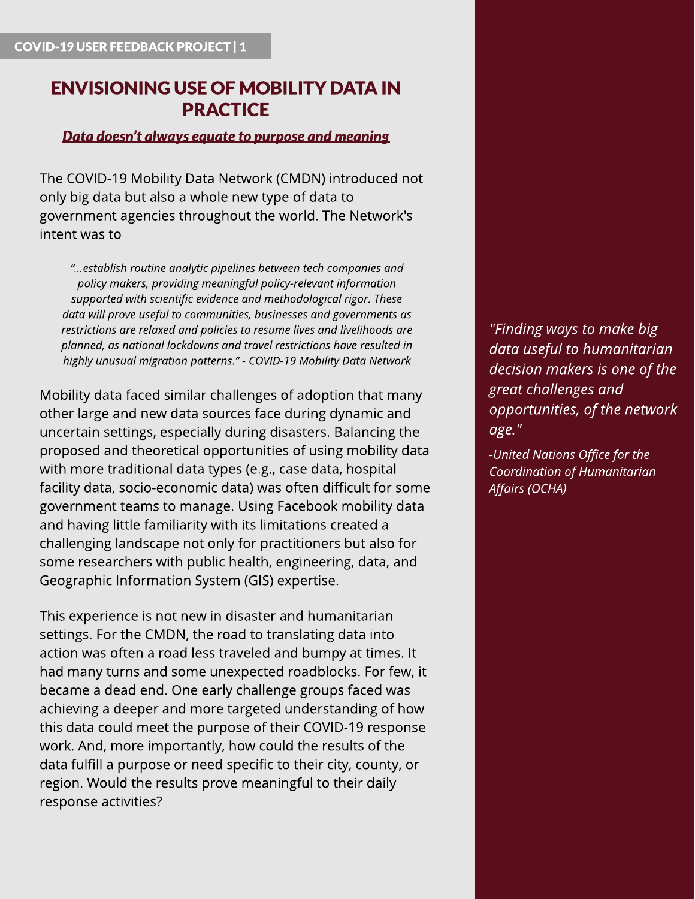# ENVISIONING USE OF MOBILITY DATA IN PRACTICE

***Data doesn't always equate to purpose and meaning***

The COVID-19 Mobility Data Network (CMDN) introduced not only big data but also a whole new type of data to government agencies throughout the world. The Network's intent was to

> *"...establish routine analytic pipelines between tech companies and policy makers, providing meaningful policy-relevant information supported with scientific evidence and methodological rigor. These data will prove useful to communities, businesses and governments as restrictions are relaxed and policies to resume lives and livelihoods are planned, as national lockdowns and travel restrictions have resulted in highly unusual migration patterns." - COVID-19 Mobility Data Network*

Mobility data faced similar challenges of adoption that many other large and new data sources face during dynamic and uncertain settings, especially during disasters. Balancing the proposed and theoretical opportunities of using mobility data with more traditional data types (e.g., case data, hospital facility data, socio-economic data) was often difficult for some government teams to manage. Using Facebook mobility data and having little familiarity with its limitations created a challenging landscape not only for practitioners but also for some researchers with public health, engineering, data, and Geographic Information System (GIS) expertise.

This experience is not new in disaster and humanitarian settings. For the CMDN, the road to translating data into action was often a road less traveled and bumpy at times. It had many turns and some unexpected roadblocks. For few, it became a dead end. One early challenge groups faced was achieving a deeper and more targeted understanding of how this data could meet the purpose of their COVID-19 response work. And, more importantly, how could the results of the data fulfill a purpose or need specific to their city, county, or region. Would the results prove meaningful to their daily response activities?

> *"Finding ways to make big data useful to humanitarian decision makers is one of the great challenges and opportunities, of the network age."*
>
> *-United Nations Office for the Coordination of Humanitarian Affairs (OCHA)*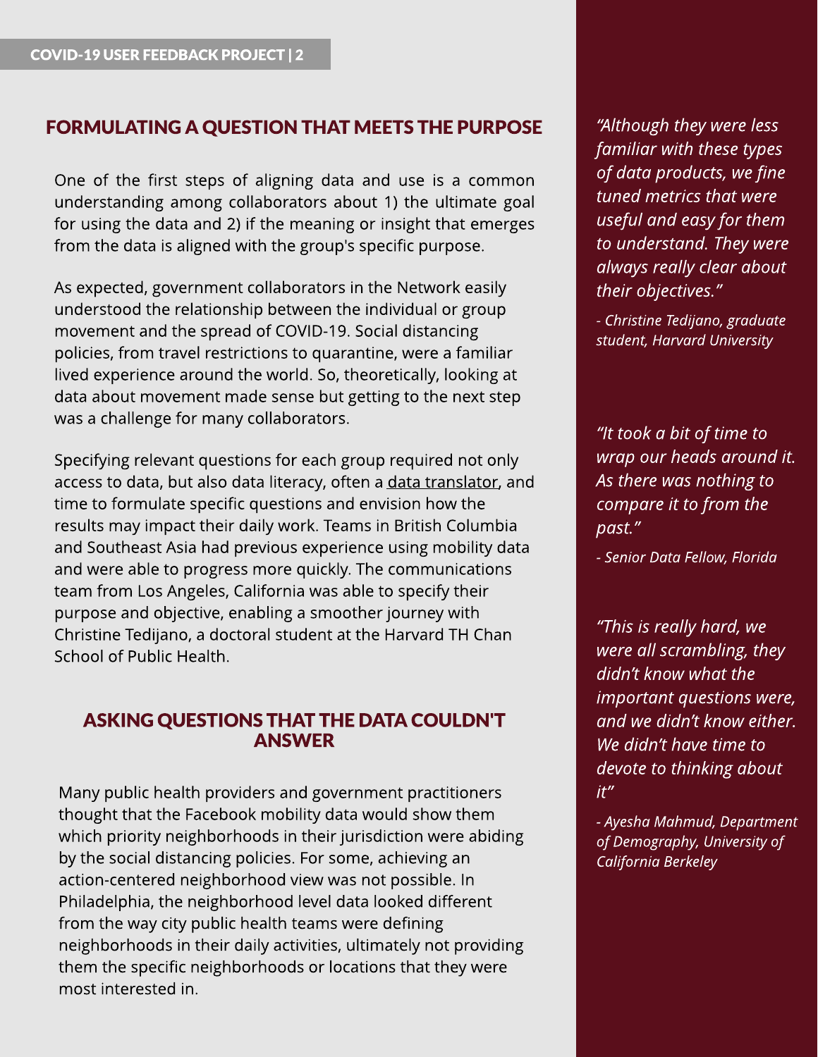## FORMULATING A QUESTION THAT MEETS THE PURPOSE

One of the first steps of aligning data and use is a common understanding among collaborators about 1) the ultimate goal for using the data and 2) if the meaning or insight that emerges from the data is aligned with the group's specific purpose.

As expected, government collaborators in the Network easily understood the relationship between the individual or group movement and the spread of COVID-19. Social distancing policies, from travel restrictions to quarantine, were a familiar lived experience around the world. So, theoretically, looking at data about movement made sense but getting to the next step was a challenge for many collaborators.

Specifying relevant questions for each group required not only access to data, but also data literacy, often a data translator, and time to formulate specific questions and envision how the results may impact their daily work. Teams in British Columbia and Southeast Asia had previous experience using mobility data and were able to progress more quickly. The communications team from Los Angeles, California was able to specify their purpose and objective, enabling a smoother journey with Christine Tedijano, a doctoral student at the Harvard TH Chan School of Public Health.

## ASKING QUESTIONS THAT THE DATA COULDN'T ANSWER

Many public health providers and government practitioners thought that the Facebook mobility data would show them which priority neighborhoods in their jurisdiction were abiding by the social distancing policies. For some, achieving an action-centered neighborhood view was not possible. In Philadelphia, the neighborhood level data looked different from the way city public health teams were defining neighborhoods in their daily activities, ultimately not providing them the specific neighborhoods or locations that they were most interested in.

*"Although they were less familiar with these types of data products, we fine tuned metrics that were useful and easy for them to understand. They were always really clear about their objectives."*

*- Christine Tedijano, graduate student, Harvard University*

*"It took a bit of time to wrap our heads around it. As there was nothing to compare it to from the past."*

*- Senior Data Fellow, Florida*

*"This is really hard, we were all scrambling, they didn't know what the important questions were, and we didn't know either. We didn't have time to devote to thinking about it"*

*- Ayesha Mahmud, Department of Demography, University of California Berkeley*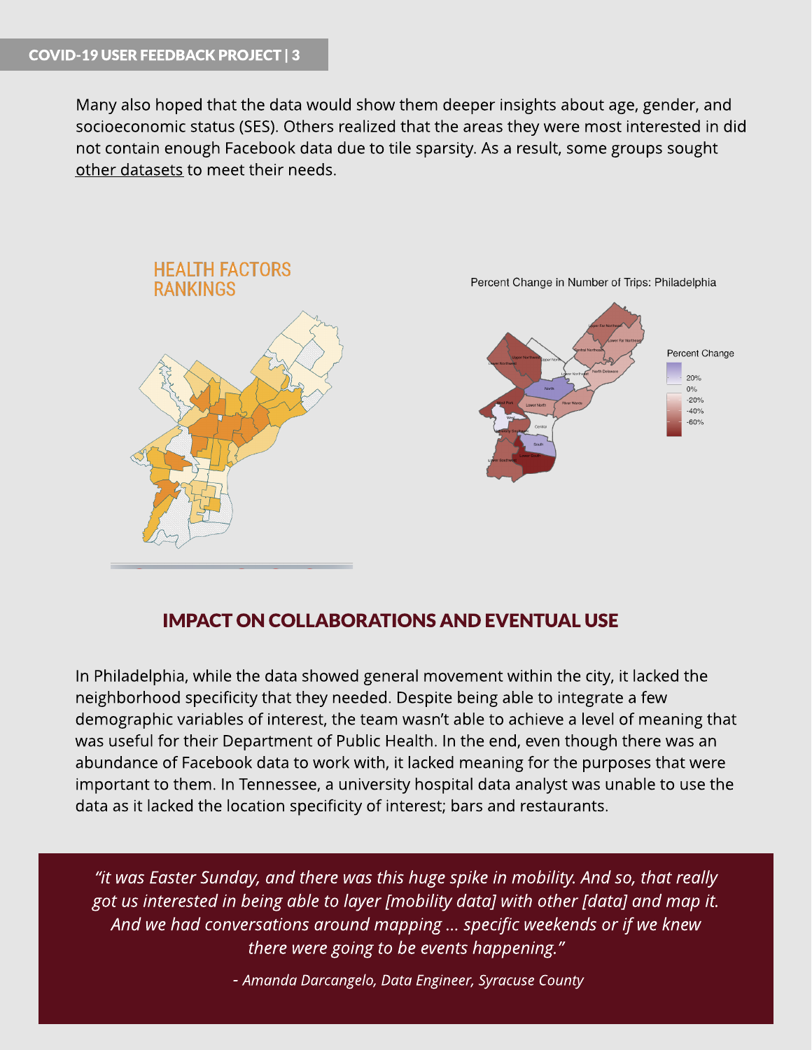Many also hoped that the data would show them deeper insights about age, gender, and socioeconomic status (SES). Others realized that the areas they were most interested in did not contain enough Facebook data due to tile sparsity. As a result, some groups sought other datasets to meet their needs.

## IMPACT ON COLLABORATIONS AND EVENTUAL USE

In Philadelphia, while the data showed general movement within the city, it lacked the neighborhood specificity that they needed. Despite being able to integrate a few demographic variables of interest, the team wasn't able to achieve a level of meaning that was useful for their Department of Public Health. In the end, even though there was an abundance of Facebook data to work with, it lacked meaning for the purposes that were important to them. In Tennessee, a university hospital data analyst was unable to use the data as it lacked the location specificity of interest; bars and restaurants.

> *"it was Easter Sunday, and there was this huge spike in mobility. And so, that really got us interested in being able to layer [mobility data] with other [data] and map it. And we had conversations around mapping ... specific weekends or if we knew there were going to be events happening."*
>
> *- Amanda Darcangelo, Data Engineer, Syracuse County*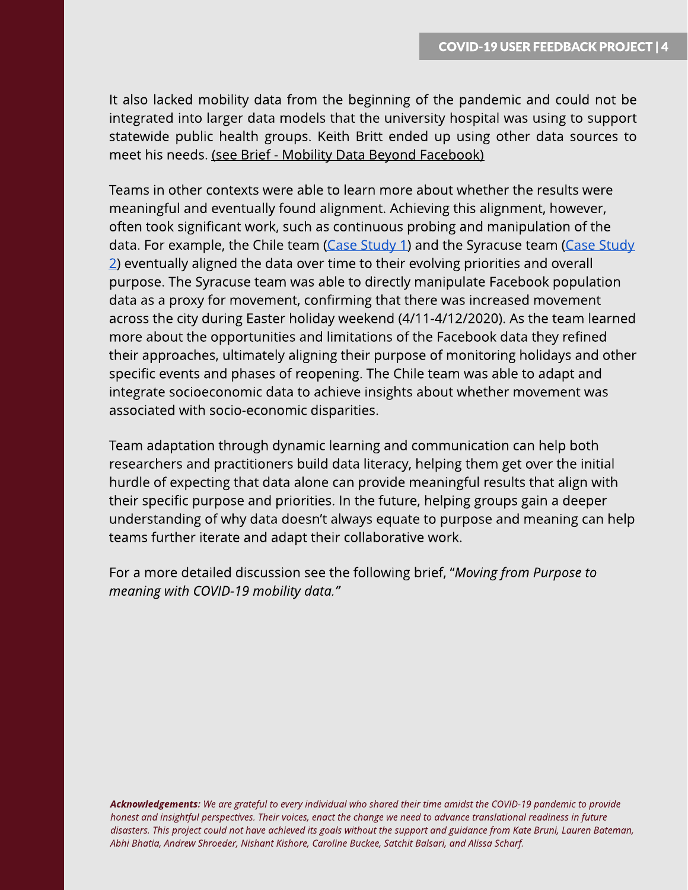It also lacked mobility data from the beginning of the pandemic and could not be integrated into larger data models that the university hospital was using to support statewide public health groups. Keith Britt ended up using other data sources to meet his needs. (see Brief - Mobility Data Beyond Facebook)

Teams in other contexts were able to learn more about whether the results were meaningful and eventually found alignment. Achieving this alignment, however, often took significant work, such as continuous probing and manipulation of the data. For example, the Chile team (Case Study 1) and the Syracuse team (Case Study 2) eventually aligned the data over time to their evolving priorities and overall purpose. The Syracuse team was able to directly manipulate Facebook population data as a proxy for movement, confirming that there was increased movement across the city during Easter holiday weekend (4/11-4/12/2020). As the team learned more about the opportunities and limitations of the Facebook data they refined their approaches, ultimately aligning their purpose of monitoring holidays and other specific events and phases of reopening. The Chile team was able to adapt and integrate socioeconomic data to achieve insights about whether movement was associated with socio-economic disparities.

Team adaptation through dynamic learning and communication can help both researchers and practitioners build data literacy, helping them get over the initial hurdle of expecting that data alone can provide meaningful results that align with their specific purpose and priorities. In the future, helping groups gain a deeper understanding of why data doesn't always equate to purpose and meaning can help teams further iterate and adapt their collaborative work.

For a more detailed discussion see the following brief, "*Moving from Purpose to meaning with COVID-19 mobility data.*"

***Acknowledgements:*** *We are grateful to every individual who shared their time amidst the COVID-19 pandemic to provide honest and insightful perspectives. Their voices, enact the change we need to advance translational readiness in future disasters. This project could not have achieved its goals without the support and guidance from Kate Bruni, Lauren Bateman, Abhi Bhatia, Andrew Shroeder, Nishant Kishore, Caroline Buckee, Satchit Balsari, and Alissa Scharf.*